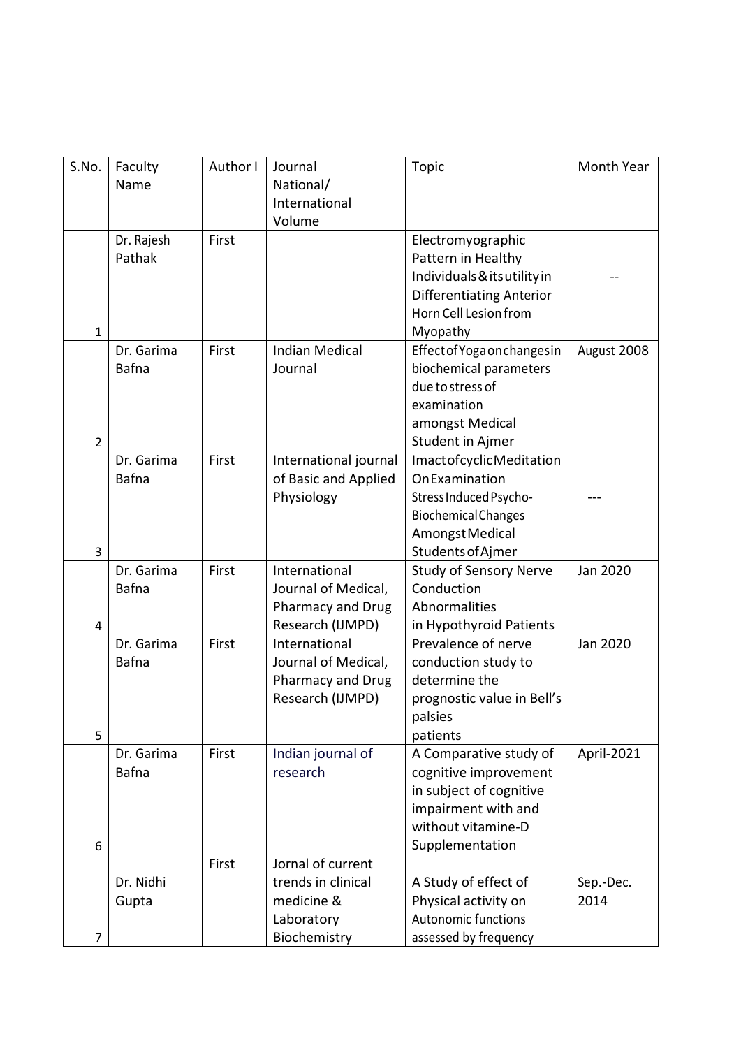| S.No. | Faculty Name | Author I | Journal National/ International Volume | Topic | Month Year |
|---|---|---|---|---|---|
| 1 | Dr. Rajesh Pathak | First | | Electromyographic Pattern in Healthy Individuals & its utility in Differentiating Anterior Horn Cell Lesion from Myopathy | -- |
| 2 | Dr. Garima Bafna | First | Indian Medical Journal | Effect of Yoga on changes in biochemical parameters due to stress of examination amongst Medical Student in Ajmer | August 2008 |
| 3 | Dr. Garima Bafna | First | International journal of Basic and Applied Physiology | Imact of cyclic Meditation On Examination Stress Induced Psycho-Biochemical Changes Amongst Medical Students of Ajmer | --- |
| 4 | Dr. Garima Bafna | First | International Journal of Medical, Pharmacy and Drug Research (IJMPD) | Study of Sensory Nerve Conduction Abnormalities in Hypothyroid Patients | Jan 2020 |
| 5 | Dr. Garima Bafna | First | International Journal of Medical, Pharmacy and Drug Research (IJMPD) | Prevalence of nerve conduction study to determine the prognostic value in Bell's palsies patients | Jan 2020 |
| 6 | Dr. Garima Bafna | First | Indian journal of research | A Comparative study of cognitive improvement in subject of cognitive impairment with and without vitamine-D Supplementation | April-2021 |
| 7 | Dr. Nidhi Gupta | First | Jornal of current trends in clinical medicine & Laboratory Biochemistry | A Study of effect of Physical activity on Autonomic functions assessed by frequency | Sep.-Dec. 2014 |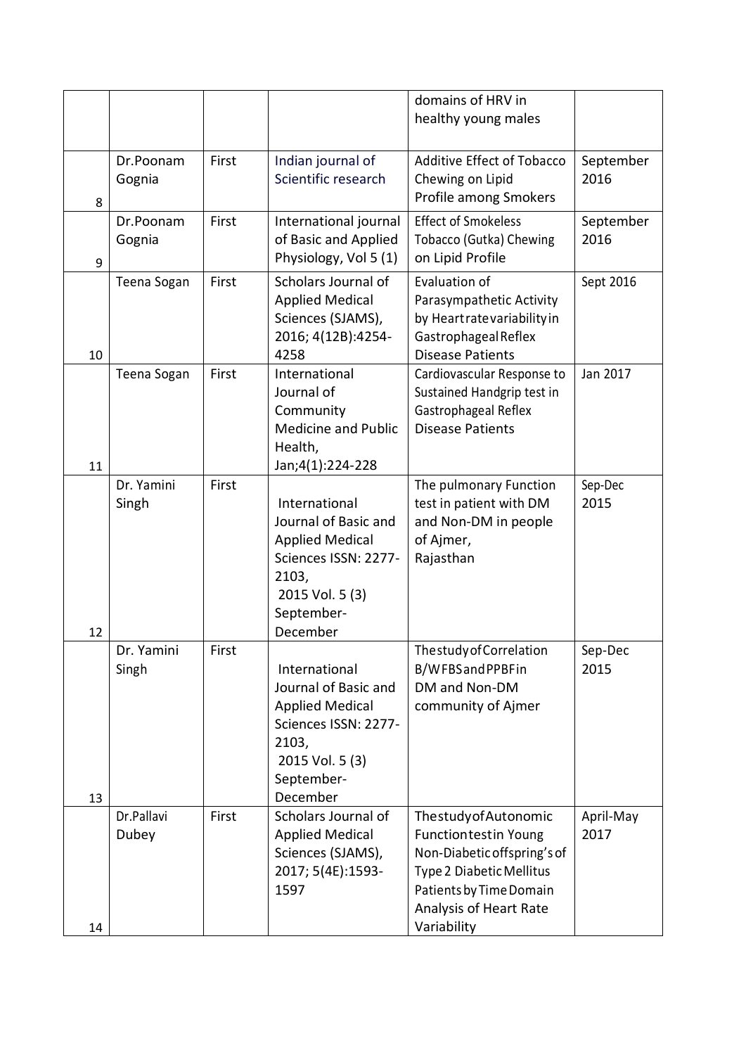| | | | | domains of HRV in healthy young males | |
|---|---|---|---|---|---|
| 8 | Dr.Poonam Gognia | First | Indian journal of Scientific research | Additive Effect of Tobacco Chewing on Lipid Profile among Smokers | September 2016 |
| 9 | Dr.Poonam Gognia | First | International journal of Basic and Applied Physiology, Vol 5 (1) | Effect of Smokeless Tobacco (Gutka) Chewing on Lipid Profile | September 2016 |
| 10 | Teena Sogan | First | Scholars Journal of Applied Medical Sciences (SJAMS), 2016; 4(12B):4254-4258 | Evaluation of Parasympathetic Activity by Heartrate variability in Gastrophageal Reflex Disease Patients | Sept 2016 |
| 11 | Teena Sogan | First | International Journal of Community Medicine and Public Health, Jan;4(1):224-228 | Cardiovascular Response to Sustained Handgrip test in Gastrophageal Reflex Disease Patients | Jan 2017 |
| 12 | Dr. Yamini Singh | First | International Journal of Basic and Applied Medical Sciences ISSN: 2277-2103, 2015 Vol. 5 (3) September-December | The pulmonary Function test in patient with DM and Non-DM in people of Ajmer, Rajasthan | Sep-Dec 2015 |
| 13 | Dr. Yamini Singh | First | International Journal of Basic and Applied Medical Sciences ISSN: 2277-2103, 2015 Vol. 5 (3) September-December | The study of Correlation B/W FBS and PPBF in DM and Non-DM community of Ajmer | Sep-Dec 2015 |
| 14 | Dr.Pallavi Dubey | First | Scholars Journal of Applied Medical Sciences (SJAMS), 2017; 5(4E):1593-1597 | The study of Autonomic Function test in Young Non-Diabetic offspring's of Type 2 Diabetic Mellitus Patients by Time Domain Analysis of Heart Rate Variability | April-May 2017 |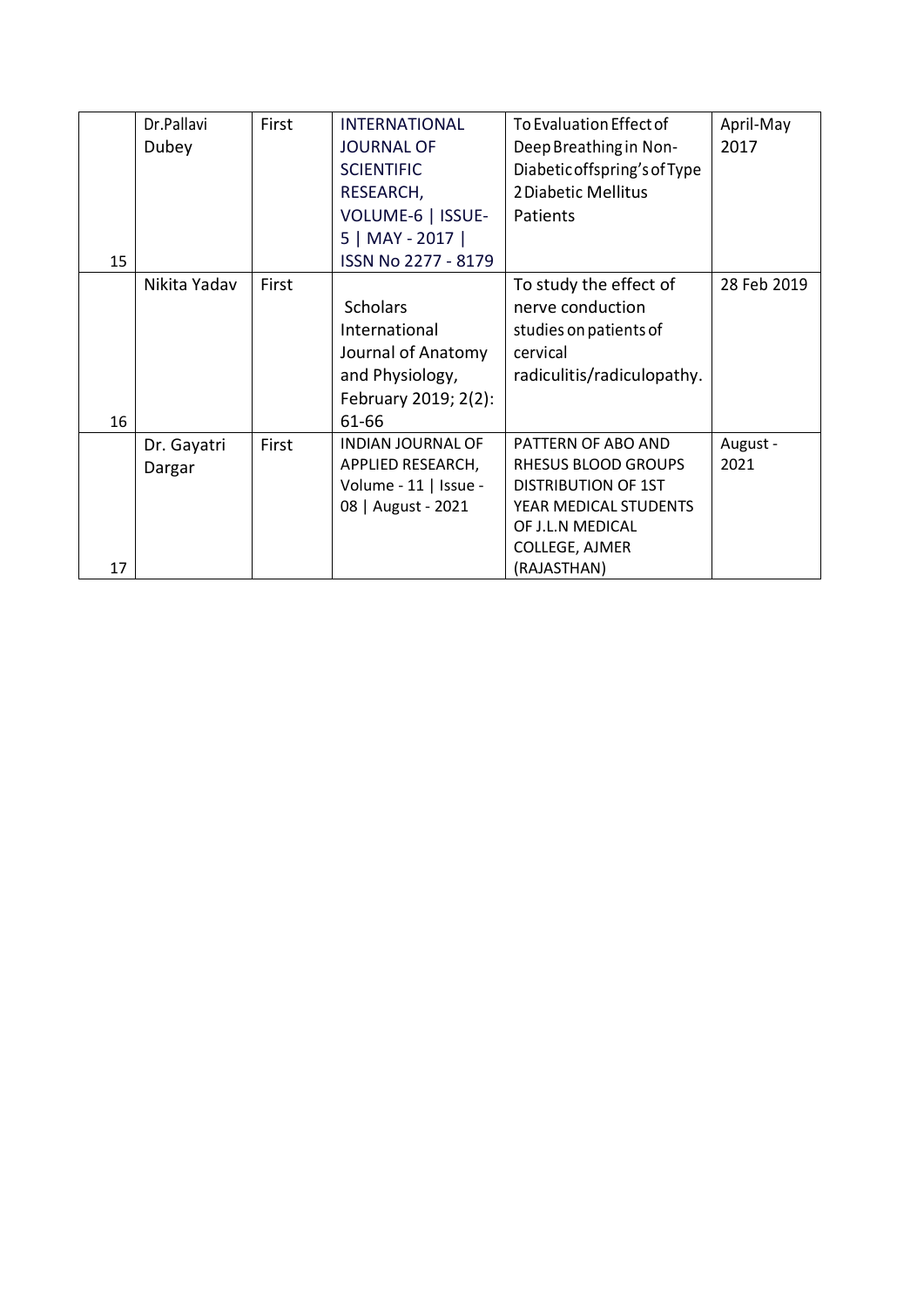| | | | | | |
|---|---|---|---|---|---|
| 15 | Dr.Pallavi Dubey | First | INTERNATIONAL JOURNAL OF SCIENTIFIC RESEARCH, VOLUME-6 \| ISSUE-5 \| MAY - 2017 \| ISSN No 2277 - 8179 | To Evaluation Effect of Deep Breathing in Non-Diabetic offspring's of Type 2 Diabetic Mellitus Patients | April-May 2017 |
| 16 | Nikita Yadav | First | Scholars International Journal of Anatomy and Physiology, February 2019; 2(2): 61-66 | To study the effect of nerve conduction studies on patients of cervical radiculitis/radiculopathy. | 28 Feb 2019 |
| 17 | Dr. Gayatri Dargar | First | INDIAN JOURNAL OF APPLIED RESEARCH, Volume - 11 \| Issue - 08 \| August - 2021 | PATTERN OF ABO AND RHESUS BLOOD GROUPS DISTRIBUTION OF 1ST YEAR MEDICAL STUDENTS OF J.L.N MEDICAL COLLEGE, AJMER (RAJASTHAN) | August - 2021 |